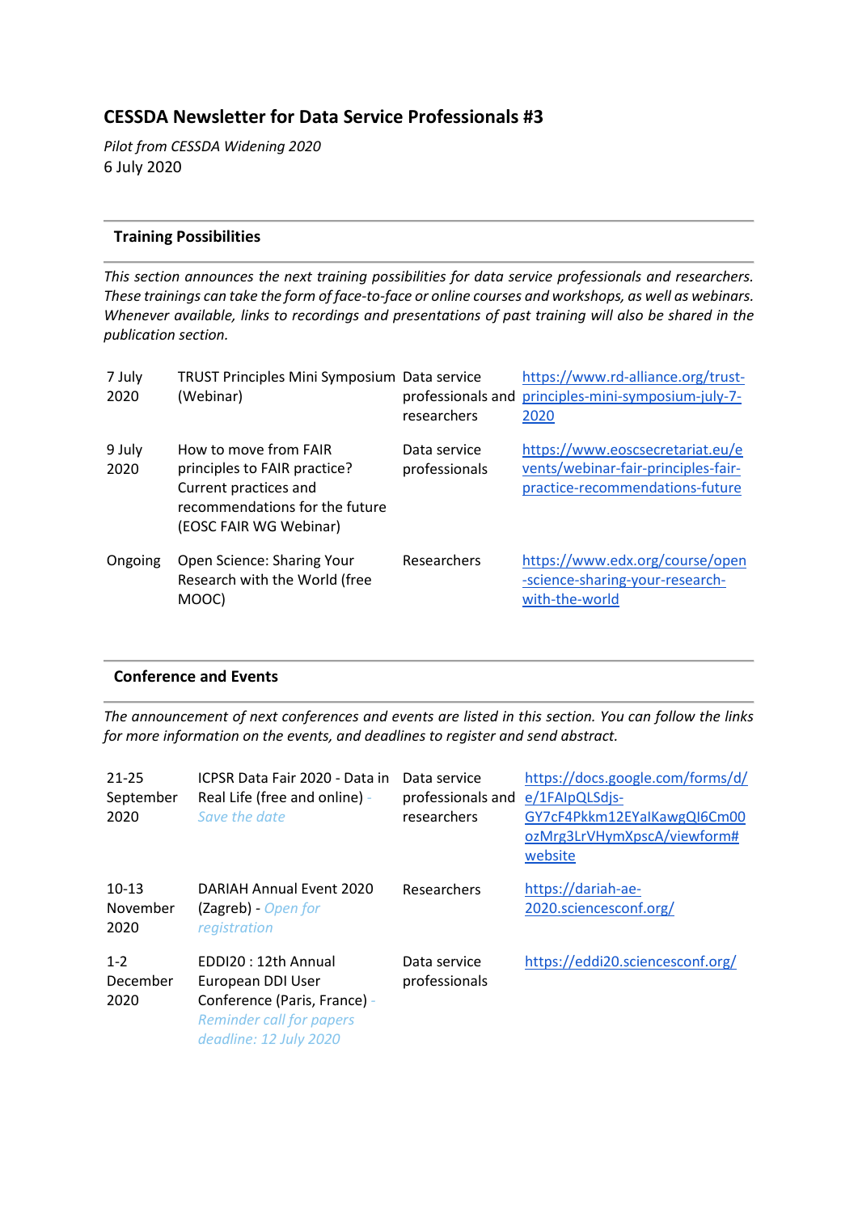# CESSDA Newsletter for Data Service Professionals #3

*Pilot from CESSDA Widening 2020*
6 July 2020

## Training Possibilities

*This section announces the next training possibilities for data service professionals and researchers. These trainings can take the form of face-to-face or online courses and workshops, as well as webinars. Whenever available, links to recordings and presentations of past training will also be shared in the publication section.*

| | | | |
|---|---|---|---|
| 7 July 2020 | TRUST Principles Mini Symposium (Webinar) | Data service professionals and researchers | https://www.rd-alliance.org/trust-principles-mini-symposium-july-7-2020 |
| 9 July 2020 | How to move from FAIR principles to FAIR practice? Current practices and recommendations for the future (EOSC FAIR WG Webinar) | Data service professionals | https://www.eoscsecretariat.eu/events/webinar-fair-principles-fair-practice-recommendations-future |
| Ongoing | Open Science: Sharing Your Research with the World (free MOOC) | Researchers | https://www.edx.org/course/open-science-sharing-your-research-with-the-world |

## Conference and Events

*The announcement of next conferences and events are listed in this section. You can follow the links for more information on the events, and deadlines to register and send abstract.*

| | | | |
|---|---|---|---|
| 21-25 September 2020 | ICPSR Data Fair 2020 - Data in Real Life (free and online) - *Save the date* | Data service professionals and researchers | https://docs.google.com/forms/d/e/1FAIpQLSdjs-GY7cF4Pkkm12EYaIKawgQI6Cm00ozMrg3LrVHymXpscA/viewform#website |
| 10-13 November 2020 | DARIAH Annual Event 2020 (Zagreb) - *Open for registration* | Researchers | https://dariah-ae-2020.sciencesconf.org/ |
| 1-2 December 2020 | EDDI20 : 12th Annual European DDI User Conference (Paris, France) - *Reminder call for papers deadline: 12 July 2020* | Data service professionals | https://eddi20.sciencesconf.org/ |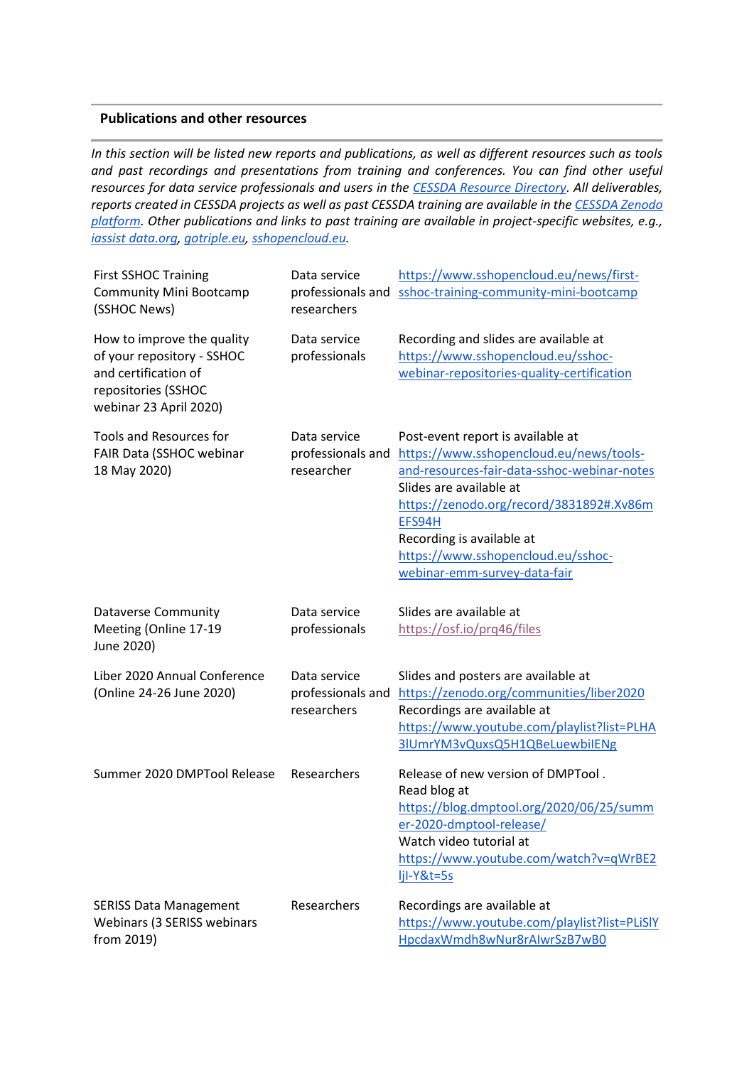## Publications and other resources

*In this section will be listed new reports and publications, as well as different resources such as tools and past recordings and presentations from training and conferences. You can find other useful resources for data service professionals and users in the [CESSDA Resource Directory](). All deliverables, reports created in CESSDA projects as well as past CESSDA training are available in the [CESSDA Zenodo platform](). Other publications and links to past training are available in project-specific websites, e.g., [iassist data.org](), [gotriple.eu](), [sshopencloud.eu]().*

| | | |
|---|---|---|
| First SSHOC Training Community Mini Bootcamp (SSHOC News) | Data service professionals and researchers | https://www.sshopencloud.eu/news/first-sshoc-training-community-mini-bootcamp |
| How to improve the quality of your repository - SSHOC and certification of repositories (SSHOC webinar 23 April 2020) | Data service professionals | Recording and slides are available at https://www.sshopencloud.eu/sshoc-webinar-repositories-quality-certification |
| Tools and Resources for FAIR Data (SSHOC webinar 18 May 2020) | Data service professionals and researcher | Post-event report is available at https://www.sshopencloud.eu/news/tools-and-resources-fair-data-sshoc-webinar-notes<br>Slides are available at https://zenodo.org/record/3831892#.Xv86mEFS94H<br>Recording is available at https://www.sshopencloud.eu/sshoc-webinar-emm-survey-data-fair |
| Dataverse Community Meeting (Online 17-19 June 2020) | Data service professionals | Slides are available at https://osf.io/prq46/files |
| Liber 2020 Annual Conference (Online 24-26 June 2020) | Data service professionals and researchers | Slides and posters are available at https://zenodo.org/communities/liber2020<br>Recordings are available at https://www.youtube.com/playlist?list=PLHA3lUmrYM3vQuxsQ5H1QBeLuewbilENg |
| Summer 2020 DMPTool Release | Researchers | Release of new version of DMPTool .<br>Read blog at https://blog.dmptool.org/2020/06/25/summer-2020-dmptool-release/<br>Watch video tutorial at https://www.youtube.com/watch?v=qWrBE2ljI-Y&t=5s |
| SERISS Data Management Webinars (3 SERISS webinars from 2019) | Researchers | Recordings are available at https://www.youtube.com/playlist?list=PLiSlYHpcdaxWmdh8wNur8rAlwrSzB7wB0 |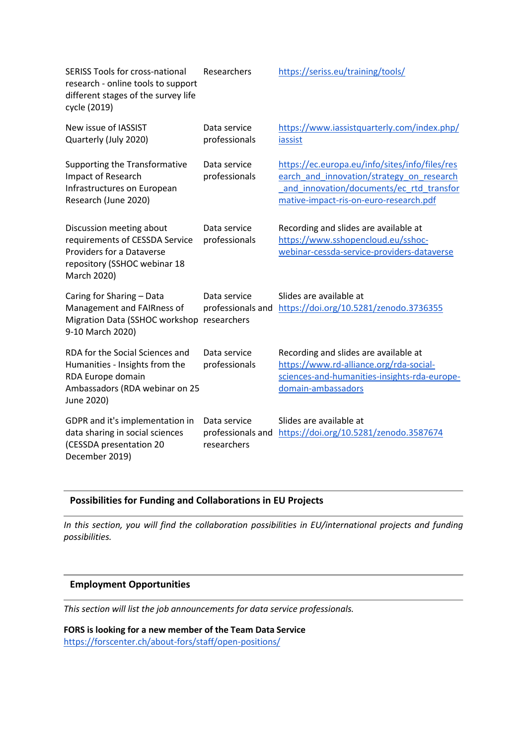| | | |
|---|---|---|
| SERISS Tools for cross-national research - online tools to support different stages of the survey life cycle (2019) | Researchers | https://seriss.eu/training/tools/ |
| New issue of IASSIST Quarterly (July 2020) | Data service professionals | https://www.iassistquarterly.com/index.php/iassist |
| Supporting the Transformative Impact of Research Infrastructures on European Research (June 2020) | Data service professionals | https://ec.europa.eu/info/sites/info/files/research_and_innovation/strategy_on_research_and_innovation/documents/ec_rtd_transformative-impact-ris-on-euro-research.pdf |
| Discussion meeting about requirements of CESSDA Service Providers for a Dataverse repository (SSHOC webinar 18 March 2020) | Data service professionals | Recording and slides are available at https://www.sshopencloud.eu/sshoc-webinar-cessda-service-providers-dataverse |
| Caring for Sharing – Data Management and FAIRness of Migration Data (SSHOC workshop 9-10 March 2020) | Data service professionals and researchers | Slides are available at https://doi.org/10.5281/zenodo.3736355 |
| RDA for the Social Sciences and Humanities - Insights from the RDA Europe domain Ambassadors (RDA webinar on 25 June 2020) | Data service professionals | Recording and slides are available at https://www.rd-alliance.org/rda-social-sciences-and-humanities-insights-rda-europe-domain-ambassadors |
| GDPR and it's implementation in data sharing in social sciences (CESSDA presentation 20 December 2019) | Data service professionals and researchers | Slides are available at https://doi.org/10.5281/zenodo.3587674 |

## Possibilities for Funding and Collaborations in EU Projects

*In this section, you will find the collaboration possibilities in EU/international projects and funding possibilities.*

## Employment Opportunities

*This section will list the job announcements for data service professionals.*

**FORS is looking for a new member of the Team Data Service**
https://forscenter.ch/about-fors/staff/open-positions/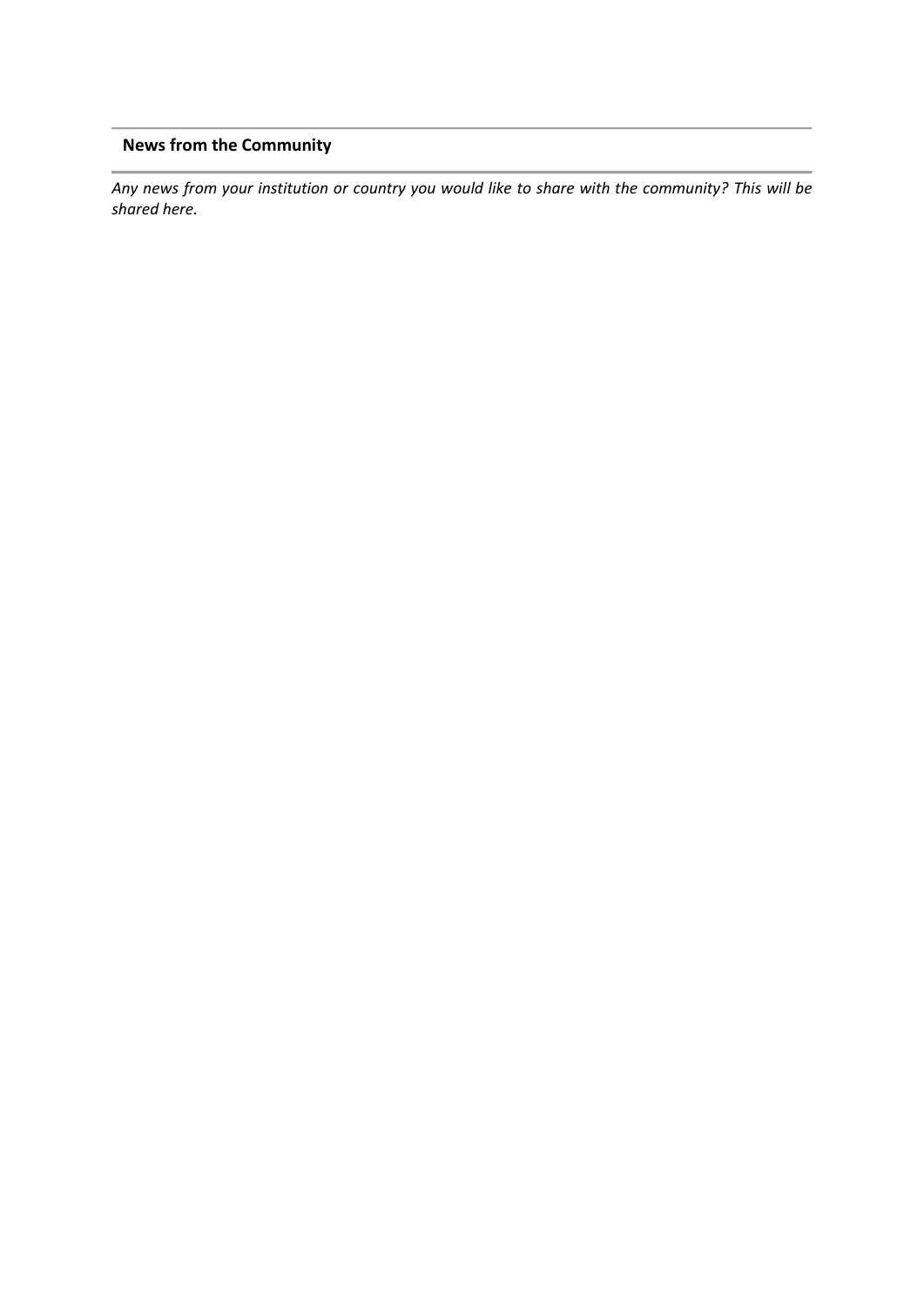## News from the Community

*Any news from your institution or country you would like to share with the community? This will be shared here.*